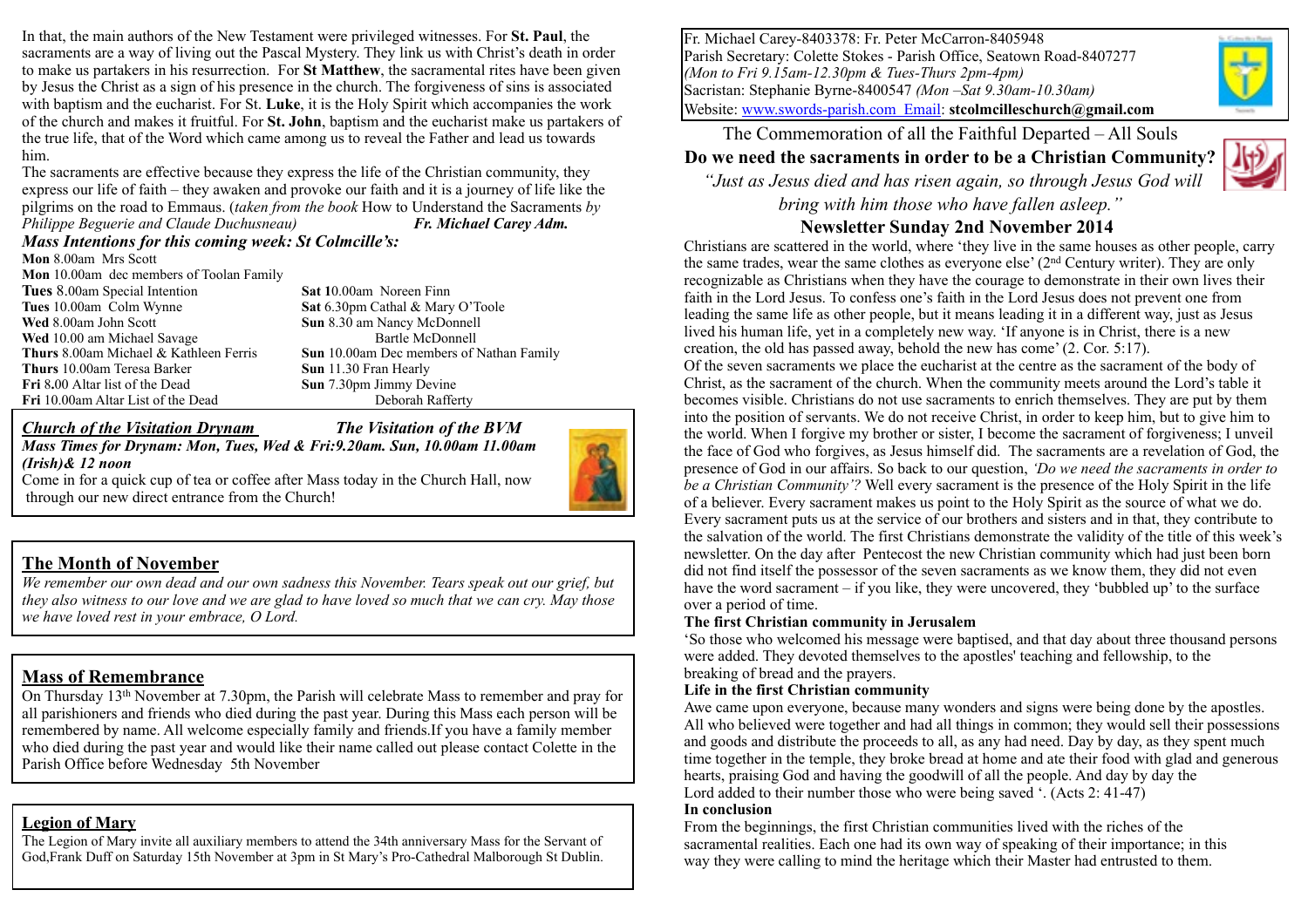In that, the main authors of the New Testament were privileged witnesses. For **St. Paul**, the sacraments are a way of living out the Pascal Mystery. They link us with Christ's death in order to make us partakers in his resurrection. For **St Matthew**, the sacramental rites have been given by Jesus the Christ as a sign of his presence in the church. The forgiveness of sins is associated with baptism and the eucharist. For St. **Luke**, it is the Holy Spirit which accompanies the work of the church and makes it fruitful. For **St. John**, baptism and the eucharist make us partakers of the true life, that of the Word which came among us to reveal the Father and lead us towards him.

The sacraments are effective because they express the life of the Christian community, they express our life of faith – they awaken and provoke our faith and it is a journey of life like the pilgrims on the road to Emmaus. (*taken from the book* How to Understand the Sacraments *by Philippe Beguerie and Claude Duchusneau)* ***Fr. Michael Carey Adm.***

### *Mass Intentions for this coming week: St Colmcille's:*

**Mon** 8.00am Mrs Scott
**Mon** 10.00am dec members of Toolan Family
**Tues** 8.00am Special Intention
**Tues** 10.00am Colm Wynne
**Wed** 8.00am John Scott
**Wed** 10.00 am Michael Savage
**Thurs** 8.00am Michael & Kathleen Ferris
**Thurs** 10.00am Teresa Barker
**Fri** 8**.**00 Altar list of the Dead
**Fri** 10.00am Altar List of the Dead
**Sat 1**0.00am Noreen Finn
**Sat** 6.30pm Cathal & Mary O'Toole
**Sun** 8.30 am Nancy McDonnell
Bartle McDonnell
**Sun** 10.00am Dec members of Nathan Family
**Sun** 11.30 Fran Hearly
**Sun** 7.30pm Jimmy Devine
Deborah Rafferty

***Church of the Visitation Drynam*** ***The Visitation of the BVM***
***Mass Times for Drynam: Mon, Tues, Wed & Fri:9.20am. Sun, 10.00am 11.00am (Irish)& 12 noon***
Come in for a quick cup of tea or coffee after Mass today in the Church Hall, now through our new direct entrance from the Church!

## The Month of November

*We remember our own dead and our own sadness this November. Tears speak out our grief, but they also witness to our love and we are glad to have loved so much that we can cry. May those we have loved rest in your embrace, O Lord.*

## Mass of Remembrance

On Thursday 13th November at 7.30pm, the Parish will celebrate Mass to remember and pray for all parishioners and friends who died during the past year. During this Mass each person will be remembered by name. All welcome especially family and friends.If you have a family member who died during the past year and would like their name called out please contact Colette in the Parish Office before Wednesday 5th November

## Legion of Mary

The Legion of Mary invite all auxiliary members to attend the 34th anniversary Mass for the Servant of God,Frank Duff on Saturday 15th November at 3pm in St Mary's Pro-Cathedral Malborough St Dublin.

Fr. Michael Carey-8403378: Fr. Peter McCarron-8405948
Parish Secretary: Colette Stokes - Parish Office, Seatown Road-8407277
*(Mon to Fri 9.15am-12.30pm & Tues-Thurs 2pm-4pm)*
Sacristan: Stephanie Byrne-8400547 *(Mon –Sat 9.30am-10.30am)*
Website: www.swords-parish.com Email: **stcolmcilleschurch@gmail.com**

The Commemoration of all the Faithful Departed – All Souls

**Do we need the sacraments in order to be a Christian Community?**

*"Just as Jesus died and has risen again, so through Jesus God will bring with him those who have fallen asleep."*

## Newsletter Sunday 2nd November 2014

Christians are scattered in the world, where 'they live in the same houses as other people, carry the same trades, wear the same clothes as everyone else' (2nd Century writer). They are only recognizable as Christians when they have the courage to demonstrate in their own lives their faith in the Lord Jesus. To confess one's faith in the Lord Jesus does not prevent one from leading the same life as other people, but it means leading it in a different way, just as Jesus lived his human life, yet in a completely new way. 'If anyone is in Christ, there is a new creation, the old has passed away, behold the new has come' (2. Cor. 5:17).
Of the seven sacraments we place the eucharist at the centre as the sacrament of the body of Christ, as the sacrament of the church. When the community meets around the Lord's table it becomes visible. Christians do not use sacraments to enrich themselves. They are put by them into the position of servants. We do not receive Christ, in order to keep him, but to give him to the world. When I forgive my brother or sister, I become the sacrament of forgiveness; I unveil the face of God who forgives, as Jesus himself did. The sacraments are a revelation of God, the presence of God in our affairs. So back to our question, *'Do we need the sacraments in order to be a Christian Community'?* Well every sacrament is the presence of the Holy Spirit as the source of what we do. Every sacrament puts us at the service of our brothers and sisters and in that, they contribute to the salvation of the world. The first Christians demonstrate the validity of the title of this week's newsletter. On the day after Pentecost the new Christian community which had just been born did not find itself the possessor of the seven sacraments as we know them, they did not even have the word sacrament – if you like, they were uncovered, they 'bubbled up' to the surface over a period of time.

**The first Christian community in Jerusalem**

'So those who welcomed his message were baptised, and that day about three thousand persons were added. They devoted themselves to the apostles' teaching and fellowship, to the breaking of bread and the prayers.

**Life in the first Christian community**

Awe came upon everyone, because many wonders and signs were being done by the apostles. All who believed were together and had all things in common; they would sell their possessions and goods and distribute the proceeds to all, as any had need. Day by day, as they spent much time together in the temple, they broke bread at home and ate their food with glad and generous hearts, praising God and having the goodwill of all the people. And day by day the Lord added to their number those who were being saved '. (Acts 2: 41-47)

**In conclusion**

From the beginnings, the first Christian communities lived with the riches of the sacramental realities. Each one had its own way of speaking of their importance; in this way they were calling to mind the heritage which their Master had entrusted to them.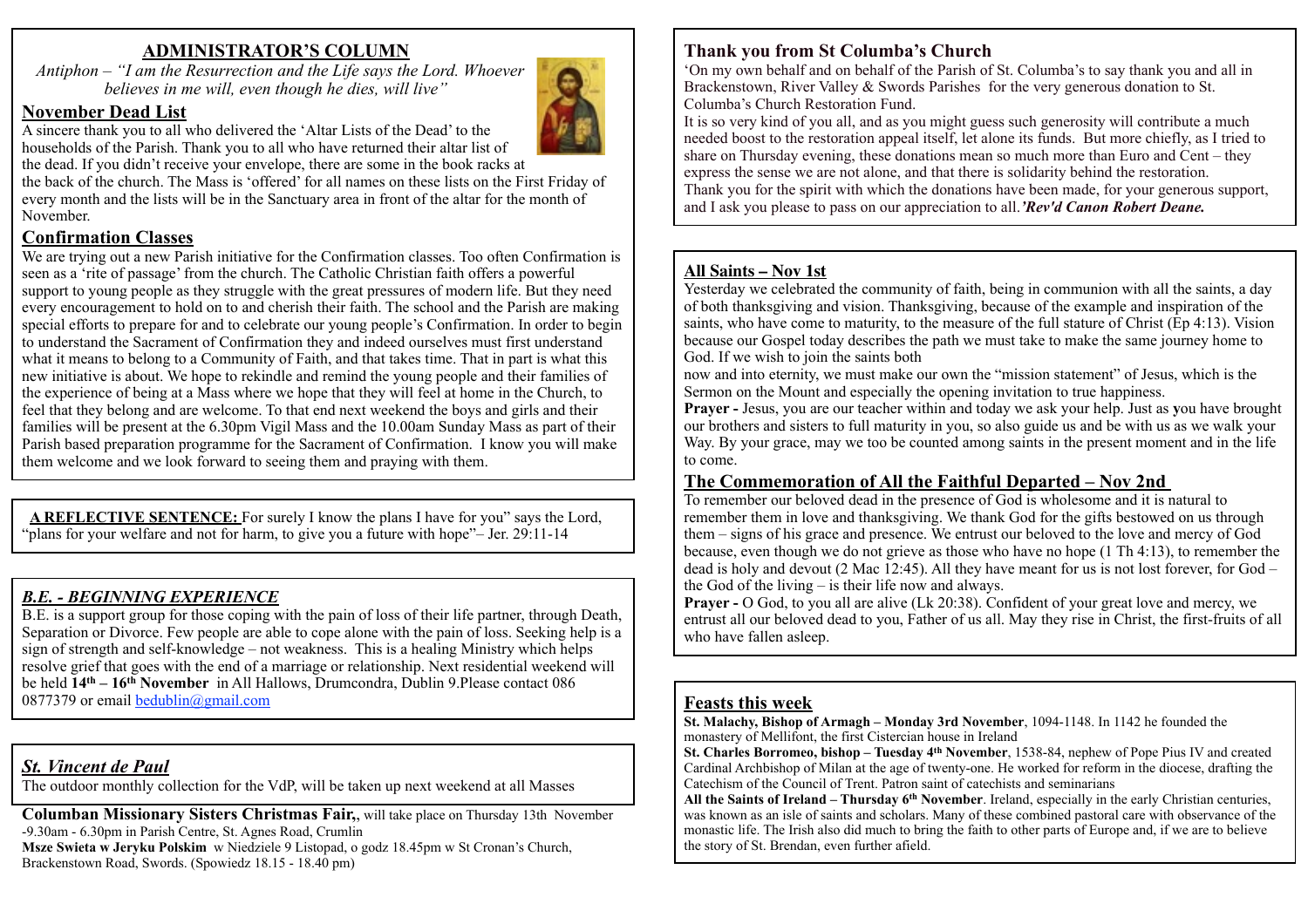## ADMINISTRATOR'S COLUMN

*Antiphon – "I am the Resurrection and the Life says the Lord. Whoever believes in me will, even though he dies, will live"*

### November Dead List

A sincere thank you to all who delivered the 'Altar Lists of the Dead' to the households of the Parish. Thank you to all who have returned their altar list of the dead. If you didn't receive your envelope, there are some in the book racks at the back of the church. The Mass is 'offered' for all names on these lists on the First Friday of every month and the lists will be in the Sanctuary area in front of the altar for the month of November.

### Confirmation Classes

We are trying out a new Parish initiative for the Confirmation classes. Too often Confirmation is seen as a 'rite of passage' from the church. The Catholic Christian faith offers a powerful support to young people as they struggle with the great pressures of modern life. But they need every encouragement to hold on to and cherish their faith. The school and the Parish are making special efforts to prepare for and to celebrate our young people's Confirmation. In order to begin to understand the Sacrament of Confirmation they and indeed ourselves must first understand what it means to belong to a Community of Faith, and that takes time. That in part is what this new initiative is about. We hope to rekindle and remind the young people and their families of the experience of being at a Mass where we hope that they will feel at home in the Church, to feel that they belong and are welcome. To that end next weekend the boys and girls and their families will be present at the 6.30pm Vigil Mass and the 10.00am Sunday Mass as part of their Parish based preparation programme for the Sacrament of Confirmation. I know you will make them welcome and we look forward to seeing them and praying with them.

**A REFLECTIVE SENTENCE:** For surely I know the plans I have for you" says the Lord, "plans for your welfare and not for harm, to give you a future with hope"– Jer. 29:11-14

### *B.E. - BEGINNING EXPERIENCE*

B.E. is a support group for those coping with the pain of loss of their life partner, through Death, Separation or Divorce. Few people are able to cope alone with the pain of loss. Seeking help is a sign of strength and self-knowledge – not weakness. This is a healing Ministry which helps resolve grief that goes with the end of a marriage or relationship. Next residential weekend will be held **14th – 16th November** in All Hallows, Drumcondra, Dublin 9.Please contact 086 0877379 or email bedublin@gmail.com

### *St. Vincent de Paul*

The outdoor monthly collection for the VdP, will be taken up next weekend at all Masses

**Columban Missionary Sisters Christmas Fair,**, will take place on Thursday 13th November -9.30am - 6.30pm in Parish Centre, St. Agnes Road, Crumlin

**Msze Swieta w Jeryku Polskim** w Niedziele 9 Listopad, o godz 18.45pm w St Cronan's Church, Brackenstown Road, Swords. (Spowiedz 18.15 - 18.40 pm)

### Thank you from St Columba's Church

'On my own behalf and on behalf of the Parish of St. Columba's to say thank you and all in Brackenstown, River Valley & Swords Parishes for the very generous donation to St. Columba's Church Restoration Fund.

It is so very kind of you all, and as you might guess such generosity will contribute a much needed boost to the restoration appeal itself, let alone its funds. But more chiefly, as I tried to share on Thursday evening, these donations mean so much more than Euro and Cent – they express the sense we are not alone, and that there is solidarity behind the restoration.

Thank you for the spirit with which the donations have been made, for your generous support, and I ask you please to pass on our appreciation to all.***'Rev'd Canon Robert Deane.***

### All Saints – Nov 1st

Yesterday we celebrated the community of faith, being in communion with all the saints, a day of both thanksgiving and vision. Thanksgiving, because of the example and inspiration of the saints, who have come to maturity, to the measure of the full stature of Christ (Ep 4:13). Vision because our Gospel today describes the path we must take to make the same journey home to God. If we wish to join the saints both

now and into eternity, we must make our own the "mission statement" of Jesus, which is the Sermon on the Mount and especially the opening invitation to true happiness.

**Prayer -** Jesus, you are our teacher within and today we ask your help. Just as you have brought our brothers and sisters to full maturity in you, so also guide us and be with us as we walk your Way. By your grace, may we too be counted among saints in the present moment and in the life to come.

### The Commemoration of All the Faithful Departed – Nov 2nd

To remember our beloved dead in the presence of God is wholesome and it is natural to remember them in love and thanksgiving. We thank God for the gifts bestowed on us through them – signs of his grace and presence. We entrust our beloved to the love and mercy of God because, even though we do not grieve as those who have no hope (1 Th 4:13), to remember the dead is holy and devout (2 Mac 12:45). All they have meant for us is not lost forever, for God – the God of the living – is their life now and always.

**Prayer -** O God, to you all are alive (Lk 20:38). Confident of your great love and mercy, we entrust all our beloved dead to you, Father of us all. May they rise in Christ, the first-fruits of all who have fallen asleep.

### Feasts this week

**St. Malachy, Bishop of Armagh – Monday 3rd November**, 1094-1148. In 1142 he founded the monastery of Mellifont, the first Cistercian house in Ireland

**St. Charles Borromeo, bishop – Tuesday 4th November**, 1538-84, nephew of Pope Pius IV and created Cardinal Archbishop of Milan at the age of twenty-one. He worked for reform in the diocese, drafting the Catechism of the Council of Trent. Patron saint of catechists and seminarians

**All the Saints of Ireland – Thursday 6th November**. Ireland, especially in the early Christian centuries, was known as an isle of saints and scholars. Many of these combined pastoral care with observance of the monastic life. The Irish also did much to bring the faith to other parts of Europe and, if we are to believe the story of St. Brendan, even further afield.